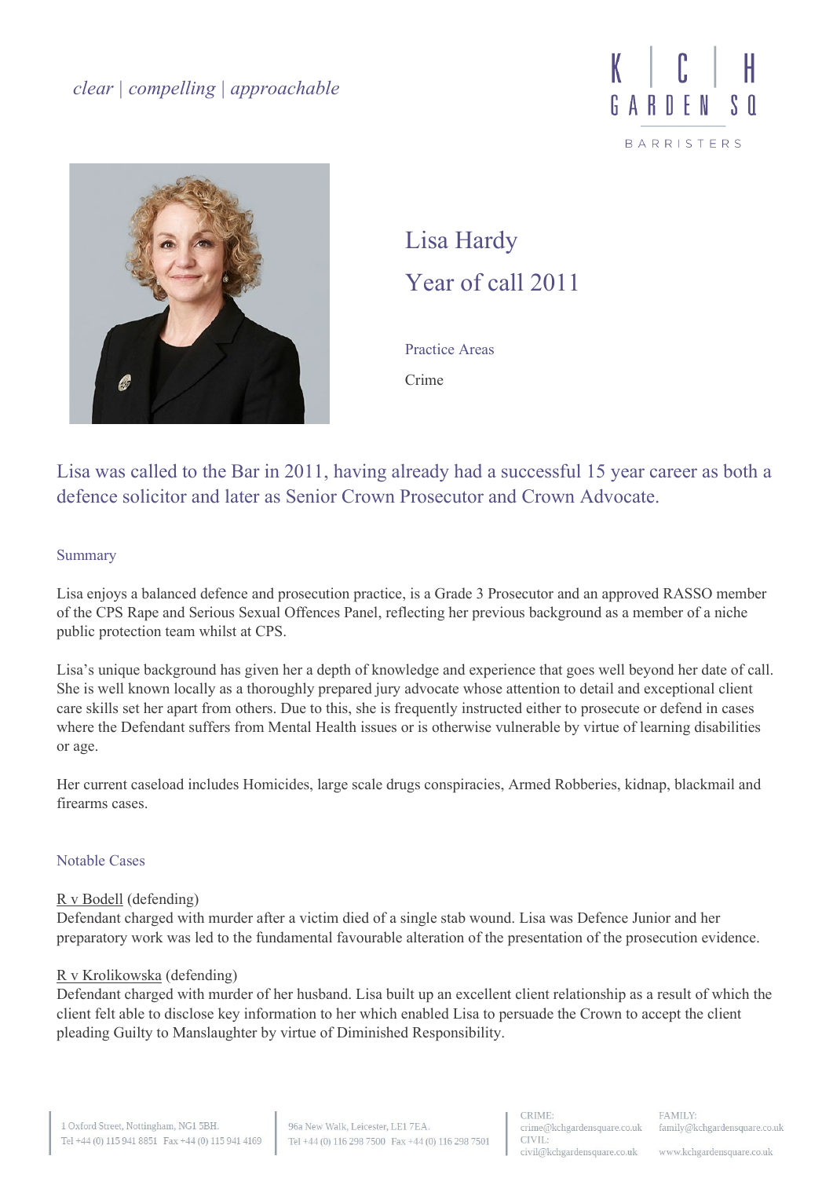*clear | compelling | approachable*

KCH GARDEN SQ BARRISTERS

# Lisa Hardy

## Year of call 2011

Practice Areas

Crime

Lisa was called to the Bar in 2011, having already had a successful 15 year career as both a defence solicitor and later as Senior Crown Prosecutor and Crown Advocate.

### Summary

Lisa enjoys a balanced defence and prosecution practice, is a Grade 3 Prosecutor and an approved RASSO member of the CPS Rape and Serious Sexual Offences Panel, reflecting her previous background as a member of a niche public protection team whilst at CPS.

Lisa's unique background has given her a depth of knowledge and experience that goes well beyond her date of call. She is well known locally as a thoroughly prepared jury advocate whose attention to detail and exceptional client care skills set her apart from others. Due to this, she is frequently instructed either to prosecute or defend in cases where the Defendant suffers from Mental Health issues or is otherwise vulnerable by virtue of learning disabilities or age.

Her current caseload includes Homicides, large scale drugs conspiracies, Armed Robberies, kidnap, blackmail and firearms cases.

### Notable Cases

R v Bodell (defending)
Defendant charged with murder after a victim died of a single stab wound. Lisa was Defence Junior and her preparatory work was led to the fundamental favourable alteration of the presentation of the prosecution evidence.

R v Krolikowska (defending)
Defendant charged with murder of her husband. Lisa built up an excellent client relationship as a result of which the client felt able to disclose key information to her which enabled Lisa to persuade the Crown to accept the client pleading Guilty to Manslaughter by virtue of Diminished Responsibility.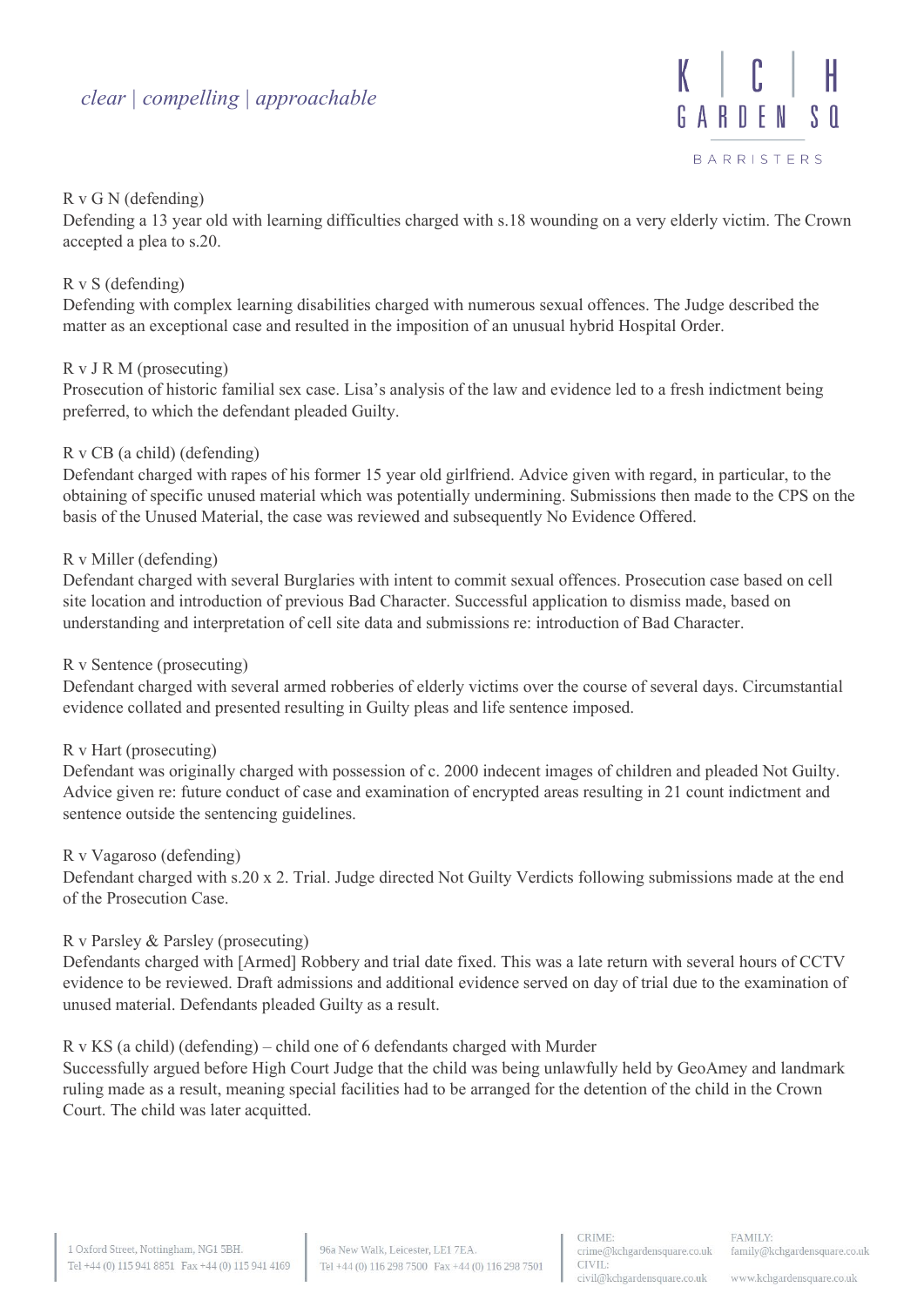R v G N (defending)
Defending a 13 year old with learning difficulties charged with s.18 wounding on a very elderly victim. The Crown accepted a plea to s.20.

R v S (defending)
Defending with complex learning disabilities charged with numerous sexual offences. The Judge described the matter as an exceptional case and resulted in the imposition of an unusual hybrid Hospital Order.

R v J R M (prosecuting)
Prosecution of historic familial sex case. Lisa's analysis of the law and evidence led to a fresh indictment being preferred, to which the defendant pleaded Guilty.

R v CB (a child) (defending)
Defendant charged with rapes of his former 15 year old girlfriend. Advice given with regard, in particular, to the obtaining of specific unused material which was potentially undermining. Submissions then made to the CPS on the basis of the Unused Material, the case was reviewed and subsequently No Evidence Offered.

R v Miller (defending)
Defendant charged with several Burglaries with intent to commit sexual offences. Prosecution case based on cell site location and introduction of previous Bad Character. Successful application to dismiss made, based on understanding and interpretation of cell site data and submissions re: introduction of Bad Character.

R v Sentence (prosecuting)
Defendant charged with several armed robberies of elderly victims over the course of several days. Circumstantial evidence collated and presented resulting in Guilty pleas and life sentence imposed.

R v Hart (prosecuting)
Defendant was originally charged with possession of c. 2000 indecent images of children and pleaded Not Guilty. Advice given re: future conduct of case and examination of encrypted areas resulting in 21 count indictment and sentence outside the sentencing guidelines.

R v Vagaroso (defending)
Defendant charged with s.20 x 2. Trial. Judge directed Not Guilty Verdicts following submissions made at the end of the Prosecution Case.

R v Parsley & Parsley (prosecuting)
Defendants charged with [Armed] Robbery and trial date fixed. This was a late return with several hours of CCTV evidence to be reviewed. Draft admissions and additional evidence served on day of trial due to the examination of unused material. Defendants pleaded Guilty as a result.

R v KS (a child) (defending) – child one of 6 defendants charged with Murder
Successfully argued before High Court Judge that the child was being unlawfully held by GeoAmey and landmark ruling made as a result, meaning special facilities had to be arranged for the detention of the child in the Crown Court. The child was later acquitted.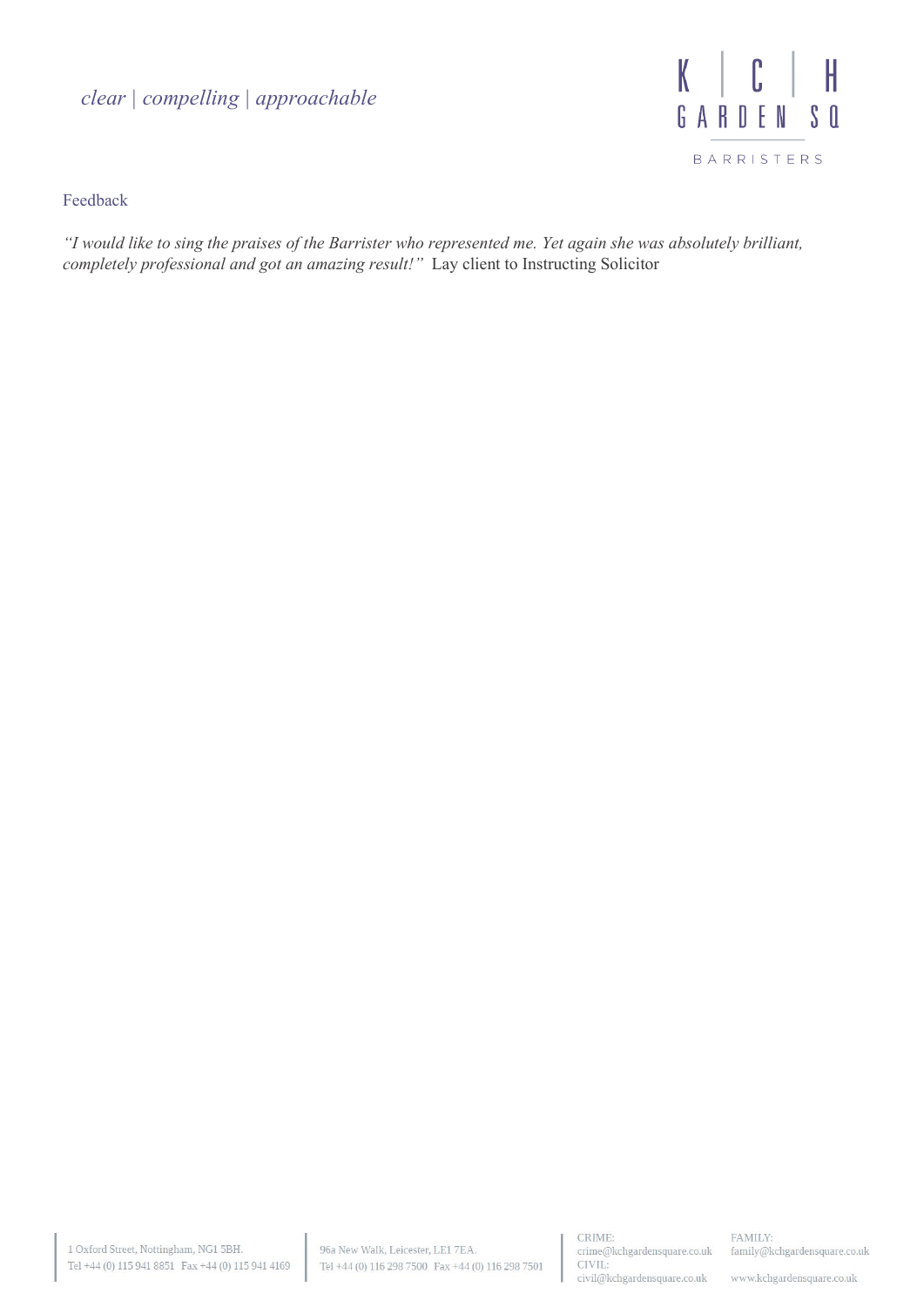Feedback

*"I would like to sing the praises of the Barrister who represented me. Yet again she was absolutely brilliant, completely professional and got an amazing result!"* Lay client to Instructing Solicitor